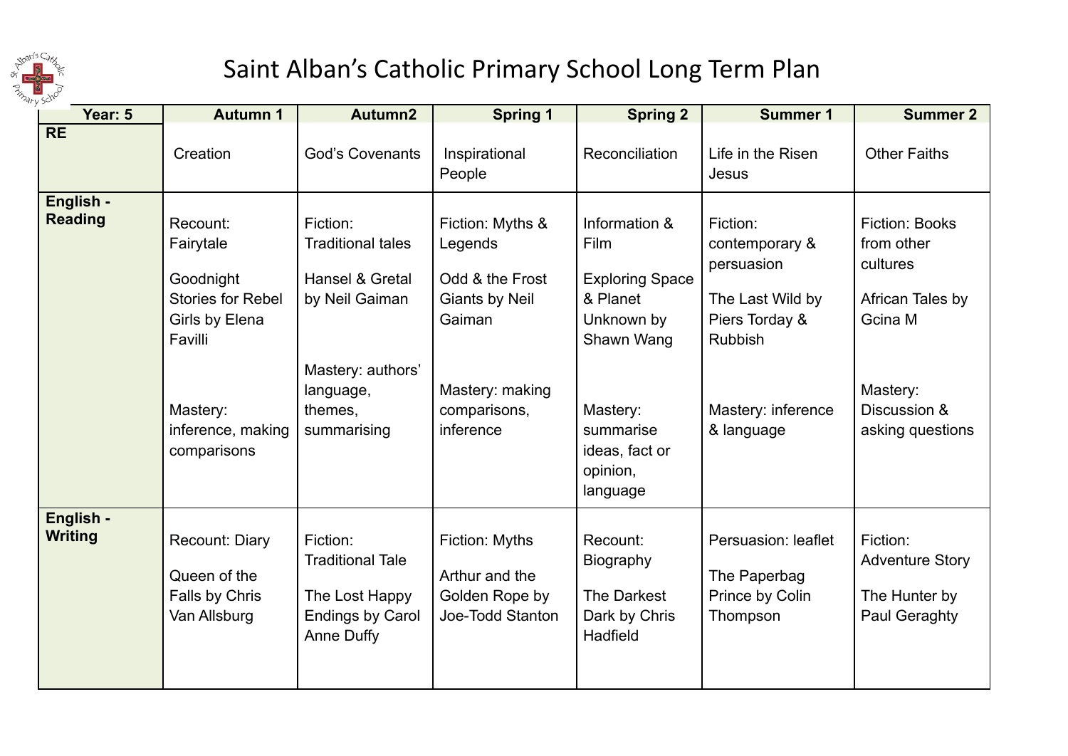# Saint Alban's Catholic Primary School Long Term Plan

| Year: 5 | Autumn 1 | Autumn2 | Spring 1 | Spring 2 | Summer 1 | Summer 2 |
|---|---|---|---|---|---|---|
| **RE** | Creation | God's Covenants | Inspirational People | Reconciliation | Life in the Risen Jesus | Other Faiths |
| **English - Reading** | Recount: Fairytale<br><br>Goodnight Stories for Rebel Girls by Elena Favilli<br><br>Mastery: inference, making comparisons | Fiction: Traditional tales<br><br>Hansel & Gretal by Neil Gaiman<br><br>Mastery: authors' language, themes, summarising | Fiction: Myths & Legends<br><br>Odd & the Frost Giants by Neil Gaiman<br><br>Mastery: making comparisons, inference | Information & Film<br><br>Exploring Space & Planet Unknown by Shawn Wang<br><br>Mastery: summarise ideas, fact or opinion, language | Fiction: contemporary & persuasion<br><br>The Last Wild by Piers Torday & Rubbish<br><br>Mastery: inference & language | Fiction: Books from other cultures<br><br>African Tales by Gcina M<br><br>Mastery: Discussion & asking questions |
| **English - Writing** | Recount: Diary<br><br>Queen of the Falls by Chris Van Allsburg | Fiction: Traditional Tale<br><br>The Lost Happy Endings by Carol Anne Duffy | Fiction: Myths<br><br>Arthur and the Golden Rope by Joe-Todd Stanton | Recount: Biography<br><br>The Darkest Dark by Chris Hadfield | Persuasion: leaflet<br><br>The Paperbag Prince by Colin Thompson | Fiction: Adventure Story<br><br>The Hunter by Paul Geraghty |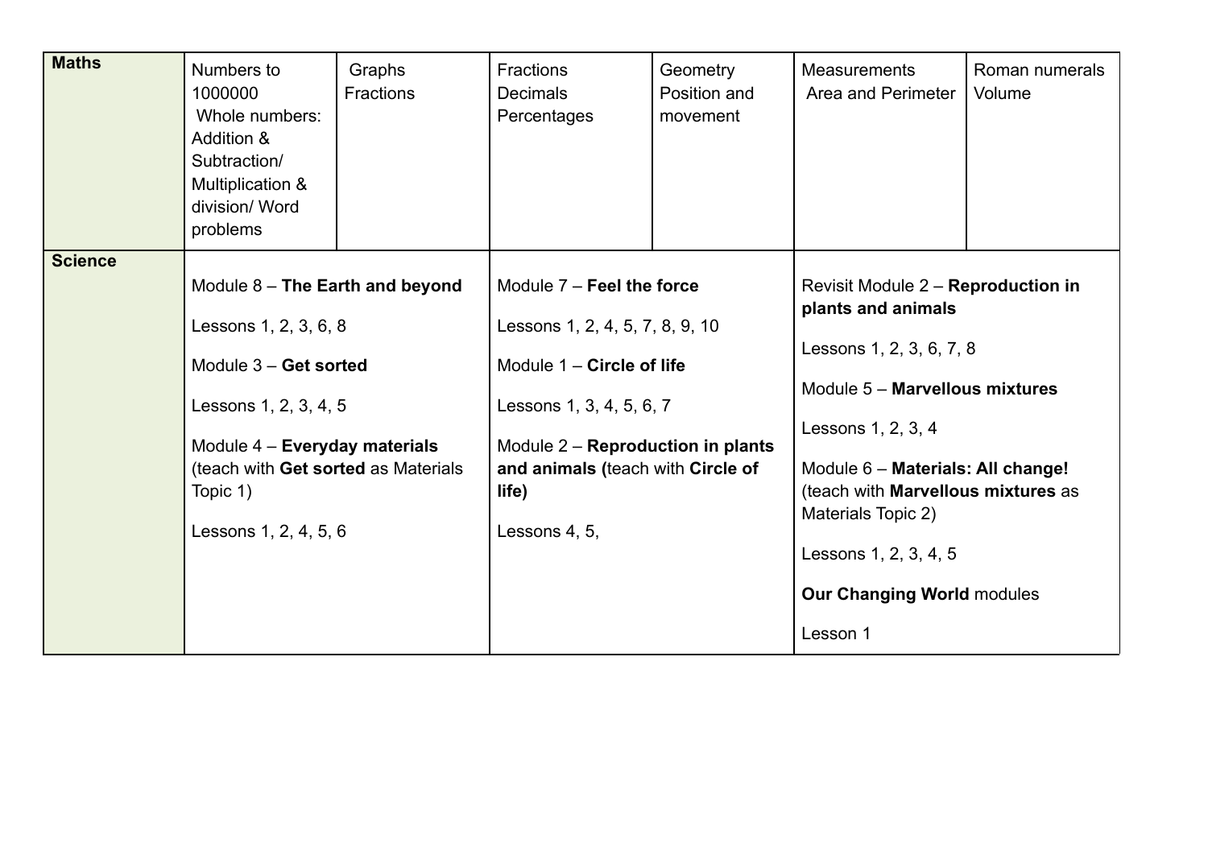| Maths | Numbers to 1000000<br>Whole numbers: Addition & Subtraction/ Multiplication & division/ Word problems | Graphs<br>Fractions | Fractions<br>Decimals<br>Percentages | Geometry<br>Position and movement | Measurements<br>Area and Perimeter | Roman numerals<br>Volume |
|---|---|---|---|---|---|---|
| **Science** | Module 8 – **The Earth and beyond**<br><br>Lessons 1, 2, 3, 6, 8<br><br>Module 3 – **Get sorted**<br><br>Lessons 1, 2, 3, 4, 5<br><br>Module 4 – **Everyday materials** (teach with **Get sorted** as Materials Topic 1)<br><br>Lessons 1, 2, 4, 5, 6 | | Module 7 – **Feel the force**<br><br>Lessons 1, 2, 4, 5, 7, 8, 9, 10<br><br>Module 1 – **Circle of life**<br><br>Lessons 1, 3, 4, 5, 6, 7<br><br>Module 2 – **Reproduction in plants and animals (**teach with **Circle of life)**<br><br>Lessons 4, 5, | | Revisit Module 2 – **Reproduction in plants and animals**<br><br>Lessons 1, 2, 3, 6, 7, 8<br><br>Module 5 – **Marvellous mixtures**<br><br>Lessons 1, 2, 3, 4<br><br>Module 6 – **Materials: All change!** (teach with **Marvellous mixtures** as Materials Topic 2)<br><br>Lessons 1, 2, 3, 4, 5<br><br>**Our Changing World** modules<br><br>Lesson 1 | |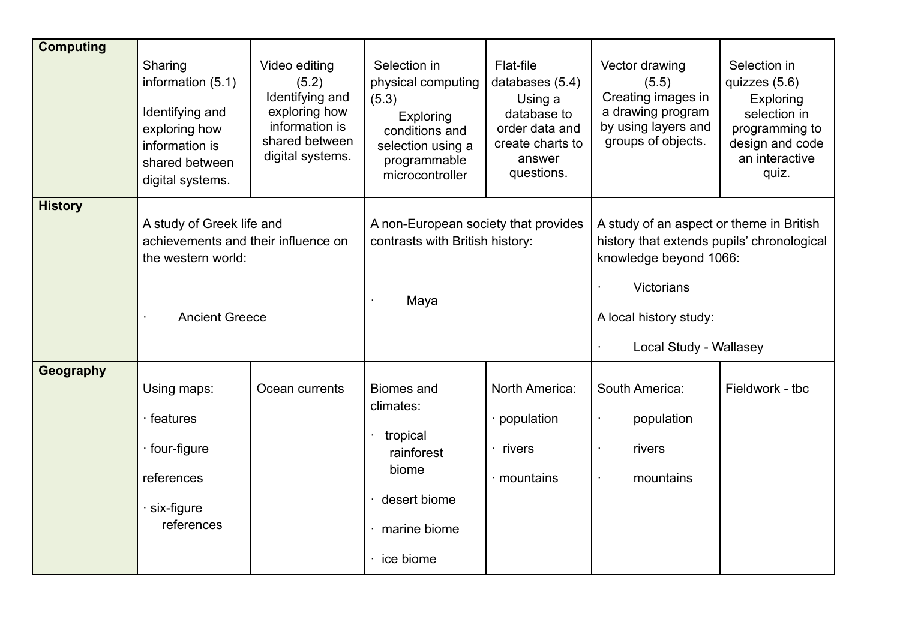| | | | | | | |
|---|---|---|---|---|---|---|
| **Computing** | Sharing information (5.1)<br>Identifying and exploring how information is shared between digital systems. | Video editing (5.2)<br>Identifying and exploring how information is shared between digital systems. | Selection in physical computing (5.3)<br>Exploring conditions and selection using a programmable microcontroller | Flat-file databases (5.4)<br>Using a database to order data and create charts to answer questions. | Vector drawing (5.5)<br>Creating images in a drawing program by using layers and groups of objects. | Selection in quizzes (5.6)<br>Exploring selection in programming to design and code an interactive quiz. |
| **History** | A study of Greek life and achievements and their influence on the western world:<br>· Ancient Greece | | A non-European society that provides contrasts with British history:<br>· Maya | | A study of an aspect or theme in British history that extends pupils' chronological knowledge beyond 1066:<br>· Victorians<br>A local history study:<br>· Local Study - Wallasey | |
| **Geography** | Using maps:<br>· features<br>· four-figure references<br>· six-figure references | Ocean currents | Biomes and climates:<br>· tropical rainforest biome<br>· desert biome<br>· marine biome<br>· ice biome | North America:<br>· population<br>· rivers<br>· mountains | South America:<br>· population<br>· rivers<br>· mountains | Fieldwork - tbc |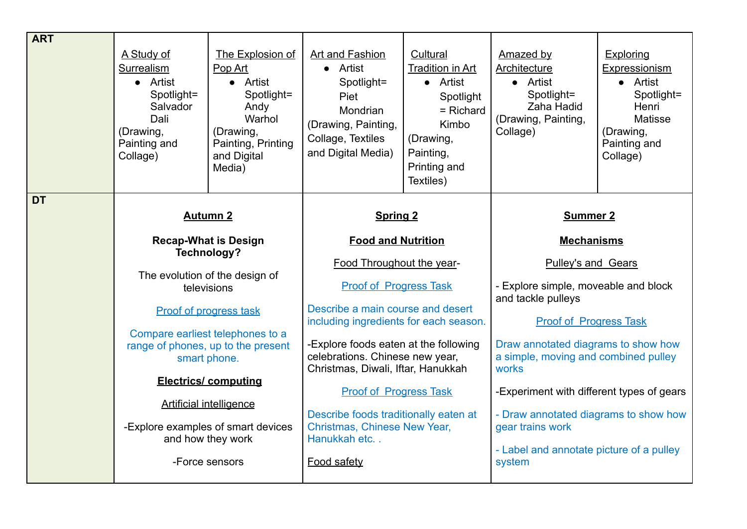| | | | | | | |
|---|---|---|---|---|---|---|
| **ART** | A Study of Surrealism<br>• Artist Spotlight= Salvador Dali<br>(Drawing, Painting and Collage) | The Explosion of Pop Art<br>• Artist Spotlight= Andy Warhol<br>(Drawing, Painting, Printing and Digital Media) | Art and Fashion<br>• Artist Spotlight= Piet Mondrian<br>(Drawing, Painting, Collage, Textiles and Digital Media) | Cultural Tradition in Art<br>• Artist Spotlight = Richard Kimbo<br>(Drawing, Painting, Printing and Textiles) | Amazed by Architecture<br>• Artist Spotlight= Zaha Hadid<br>(Drawing, Painting, Collage) | Exploring Expressionism<br>• Artist Spotlight= Henri Matisse<br>(Drawing, Painting and Collage) |
| **DT** | **Autumn 2**<br>**Recap-What is Design Technology?**<br>The evolution of the design of televisions<br>Proof of progress task<br>Compare earliest telephones to a range of phones, up to the present smart phone.<br>**Electrics/ computing**<br>Artificial intelligence<br>-Explore examples of smart devices and how they work<br>-Force sensors | | **Spring 2**<br>**Food and Nutrition**<br>Food Throughout the year-<br>Proof of Progress Task<br>Describe a main course and desert including ingredients for each season.<br>-Explore foods eaten at the following celebrations. Chinese new year, Christmas, Diwali, Iftar, Hanukkah<br>Proof of Progress Task<br>Describe foods traditionally eaten at Christmas, Chinese New Year, Hanukkah etc. .<br>Food safety | | **Summer 2**<br>**Mechanisms**<br>Pulley's and Gears<br>- Explore simple, moveable and block and tackle pulleys<br>Proof of Progress Task<br>Draw annotated diagrams to show how a simple, moving and combined pulley works<br>-Experiment with different types of gears<br>- Draw annotated diagrams to show how gear trains work<br>- Label and annotate picture of a pulley system | |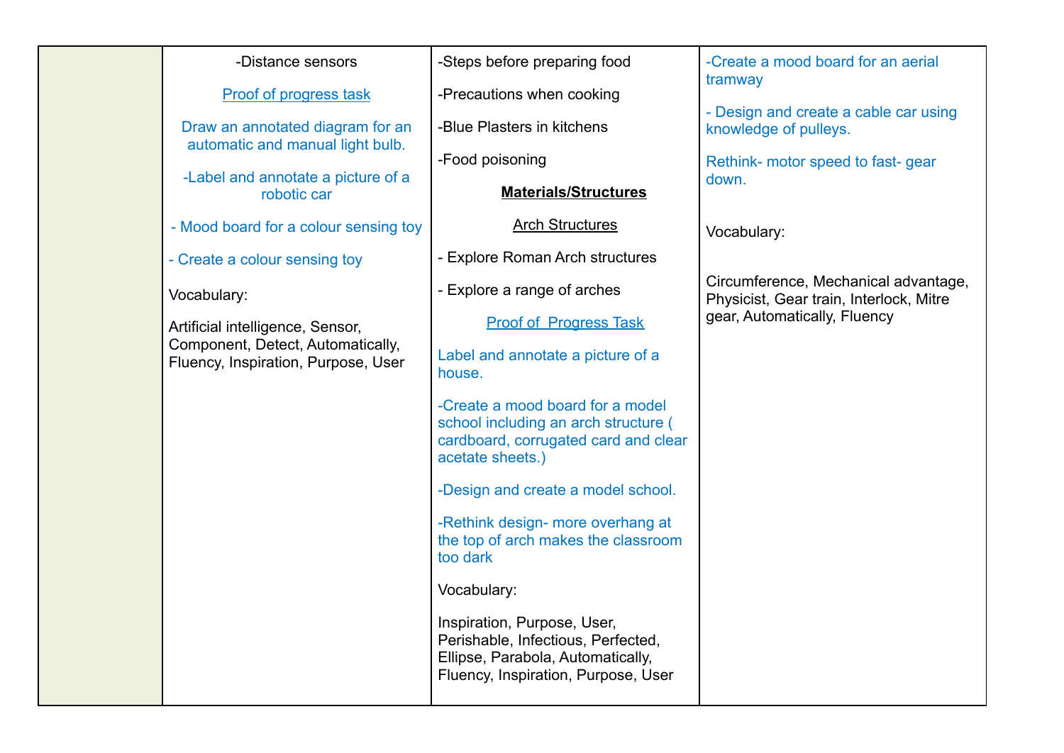|  | -Distance sensors<br><br>Proof of progress task<br><br>Draw an annotated diagram for an automatic and manual light bulb.<br><br>-Label and annotate a picture of a robotic car<br><br>- Mood board for a colour sensing toy<br><br>- Create a colour sensing toy<br><br>Vocabulary:<br><br>Artificial intelligence, Sensor, Component, Detect, Automatically, Fluency, Inspiration, Purpose, User | -Steps before preparing food<br><br>-Precautions when cooking<br><br>-Blue Plasters in kitchens<br><br>-Food poisoning<br><br>**Materials/Structures**<br><br>Arch Structures<br><br>- Explore Roman Arch structures<br><br>- Explore a range of arches<br><br>Proof of Progress Task<br><br>Label and annotate a picture of a house.<br><br>-Create a mood board for a model school including an arch structure ( cardboard, corrugated card and clear acetate sheets.)<br><br>-Design and create a model school.<br><br>-Rethink design- more overhang at the top of arch makes the classroom too dark<br><br>Vocabulary:<br><br>Inspiration, Purpose, User, Perishable, Infectious, Perfected, Ellipse, Parabola, Automatically, Fluency, Inspiration, Purpose, User | -Create a mood board for an aerial tramway<br><br>- Design and create a cable car using knowledge of pulleys.<br><br>Rethink- motor speed to fast- gear down.<br><br>Vocabulary:<br><br>Circumference, Mechanical advantage, Physicist, Gear train, Interlock, Mitre gear, Automatically, Fluency |
|---|---|---|---|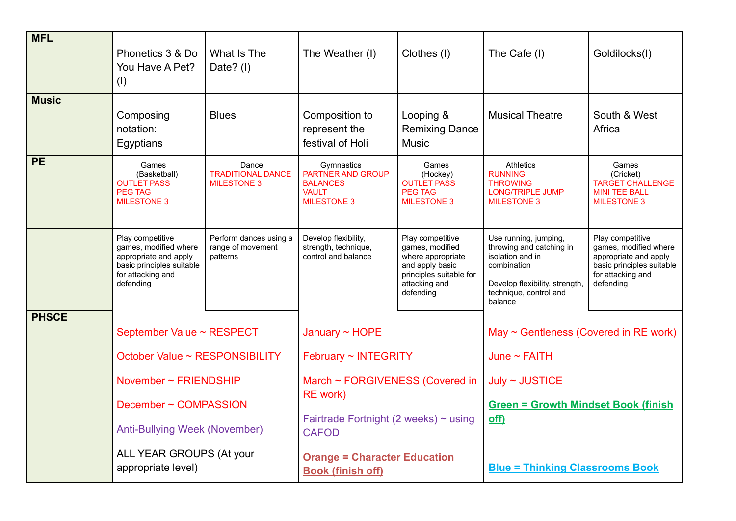| MFL | Phonetics 3 & Do You Have A Pet? (I) | What Is The Date? (I) | The Weather (I) | Clothes (I) | The Cafe (I) | Goldilocks(I) |
|---|---|---|---|---|---|---|
| **Music** | Composing notation: Egyptians | Blues | Composition to represent the festival of Holi | Looping & Remixing Dance Music | Musical Theatre | South & West Africa |
| **PE** | Games (Basketball) OUTLET PASS PEG TAG MILESTONE 3 | Dance TRADITIONAL DANCE MILESTONE 3 | Gymnastics PARTNER AND GROUP BALANCES VAULT MILESTONE 3 | Games (Hockey) OUTLET PASS PEG TAG MILESTONE 3 | Athletics RUNNING THROWING LONG/TRIPLE JUMP MILESTONE 3 | Games (Cricket) TARGET CHALLENGE MINI TEE BALL MILESTONE 3 |
| | Play competitive games, modified where appropriate and apply basic principles suitable for attacking and defending | Perform dances using a range of movement patterns | Develop flexibility, strength, technique, control and balance | Play competitive games, modified where appropriate and apply basic principles suitable for attacking and defending | Use running, jumping, throwing and catching in isolation and in combination<br><br>Develop flexibility, strength, technique, control and balance | Play competitive games, modified where appropriate and apply basic principles suitable for attacking and defending |
| **PHSCE** | September Value ~ RESPECT<br><br>October Value ~ RESPONSIBILITY<br><br>November ~ FRIENDSHIP<br><br>December ~ COMPASSION<br><br>Anti-Bullying Week (November)<br><br>ALL YEAR GROUPS (At your appropriate level) | | January ~ HOPE<br><br>February ~ INTEGRITY<br><br>March ~ FORGIVENESS (Covered in RE work)<br><br>Fairtrade Fortnight (2 weeks) ~ using CAFOD<br><br>**Orange = Character Education Book (finish off)** | | May ~ Gentleness (Covered in RE work)<br><br>June ~ FAITH<br><br>July ~ JUSTICE<br><br>**Green = Growth Mindset Book (finish off)**<br><br>**Blue = Thinking Classrooms Book** | |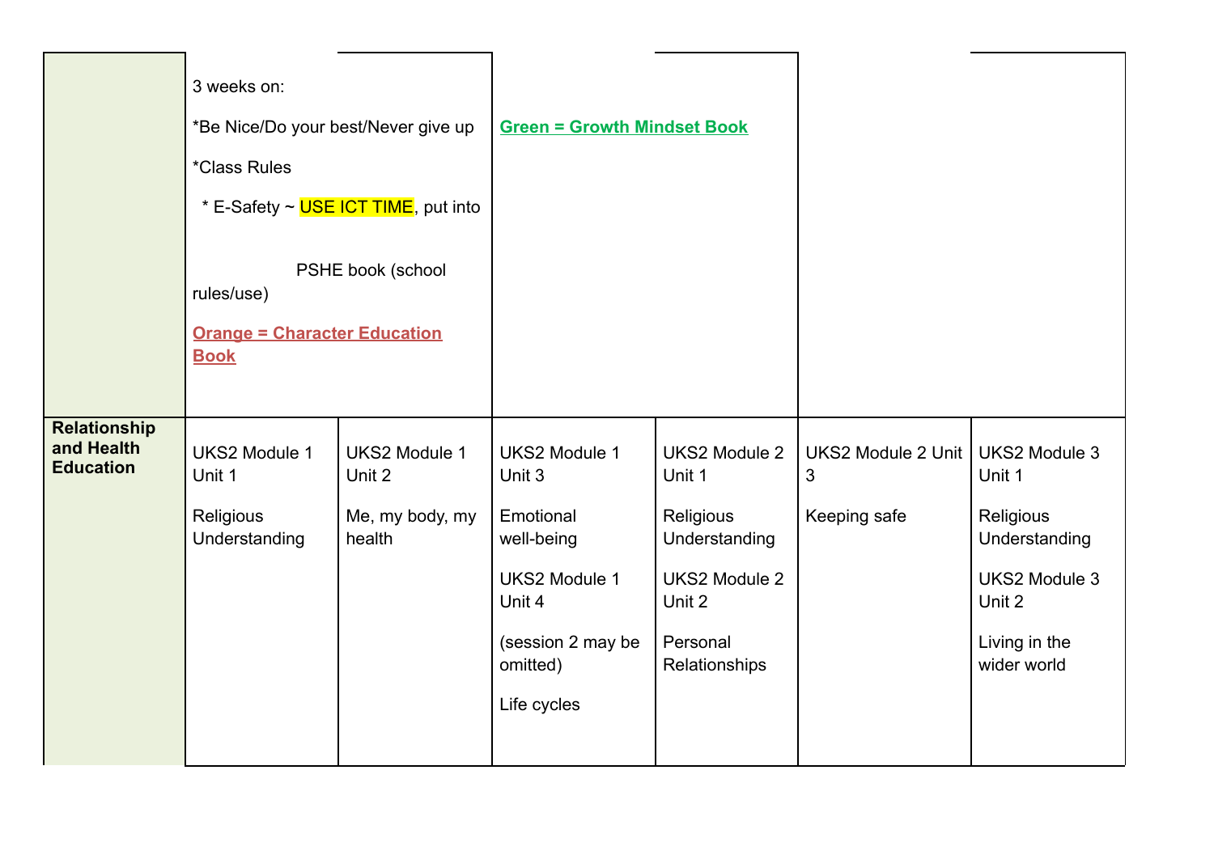| | | | | | | |
|---|---|---|---|---|---|---|
| | 3 weeks on:<br><br>*Be Nice/Do your best/Never give up<br><br>*Class Rules<br><br>* E-Safety ~ USE ICT TIME, put into<br><br>PSHE book (school rules/use)<br><br>**Orange = Character Education Book** | | **Green = Growth Mindset Book** | | | |
| **Relationship and Health Education** | UKS2 Module 1 Unit 1<br><br>Religious Understanding | UKS2 Module 1 Unit 2<br><br>Me, my body, my health | UKS2 Module 1 Unit 3<br><br>Emotional well-being<br><br>UKS2 Module 1 Unit 4<br><br>(session 2 may be omitted)<br><br>Life cycles | UKS2 Module 2 Unit 1<br><br>Religious Understanding<br><br>UKS2 Module 2 Unit 2<br><br>Personal Relationships | UKS2 Module 2 Unit 3<br><br>Keeping safe | UKS2 Module 3 Unit 1<br><br>Religious Understanding<br><br>UKS2 Module 3 Unit 2<br><br>Living in the wider world |